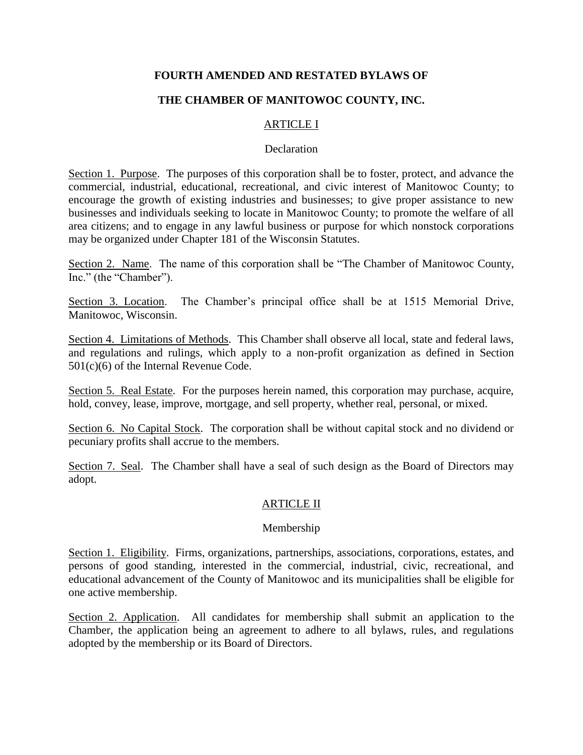# FOURTH AMENDED AND RESTATED BYLAWS OF

# THE CHAMBER OF MANITOWOC COUNTY, INC.

## ARTICLE I

### Declaration

Section 1. Purpose. The purposes of this corporation shall be to foster, protect, and advance the commercial, industrial, educational, recreational, and civic interest of Manitowoc County; to encourage the growth of existing industries and businesses; to give proper assistance to new businesses and individuals seeking to locate in Manitowoc County; to promote the welfare of all area citizens; and to engage in any lawful business or purpose for which nonstock corporations may be organized under Chapter 181 of the Wisconsin Statutes.

Section 2. Name. The name of this corporation shall be "The Chamber of Manitowoc County, Inc." (the "Chamber").

Section 3. Location. The Chamber's principal office shall be at 1515 Memorial Drive, Manitowoc, Wisconsin.

Section 4. Limitations of Methods. This Chamber shall observe all local, state and federal laws, and regulations and rulings, which apply to a non-profit organization as defined in Section 501(c)(6) of the Internal Revenue Code.

Section 5. Real Estate. For the purposes herein named, this corporation may purchase, acquire, hold, convey, lease, improve, mortgage, and sell property, whether real, personal, or mixed.

Section 6. No Capital Stock. The corporation shall be without capital stock and no dividend or pecuniary profits shall accrue to the members.

Section 7. Seal. The Chamber shall have a seal of such design as the Board of Directors may adopt.

## ARTICLE II

### Membership

Section 1. Eligibility. Firms, organizations, partnerships, associations, corporations, estates, and persons of good standing, interested in the commercial, industrial, civic, recreational, and educational advancement of the County of Manitowoc and its municipalities shall be eligible for one active membership.

Section 2. Application. All candidates for membership shall submit an application to the Chamber, the application being an agreement to adhere to all bylaws, rules, and regulations adopted by the membership or its Board of Directors.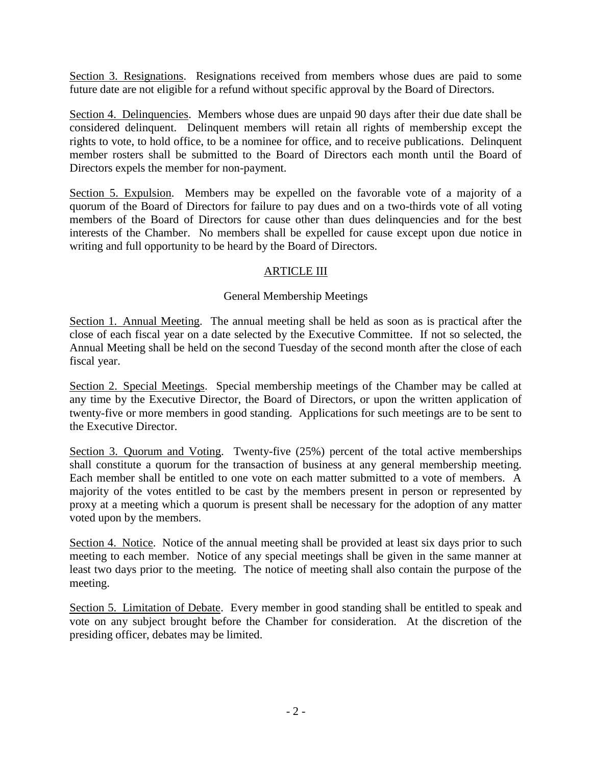Section 3. Resignations. Resignations received from members whose dues are paid to some future date are not eligible for a refund without specific approval by the Board of Directors.

Section 4. Delinquencies. Members whose dues are unpaid 90 days after their due date shall be considered delinquent. Delinquent members will retain all rights of membership except the rights to vote, to hold office, to be a nominee for office, and to receive publications. Delinquent member rosters shall be submitted to the Board of Directors each month until the Board of Directors expels the member for non-payment.

Section 5. Expulsion. Members may be expelled on the favorable vote of a majority of a quorum of the Board of Directors for failure to pay dues and on a two-thirds vote of all voting members of the Board of Directors for cause other than dues delinquencies and for the best interests of the Chamber. No members shall be expelled for cause except upon due notice in writing and full opportunity to be heard by the Board of Directors.

## ARTICLE III

### General Membership Meetings

Section 1. Annual Meeting. The annual meeting shall be held as soon as is practical after the close of each fiscal year on a date selected by the Executive Committee. If not so selected, the Annual Meeting shall be held on the second Tuesday of the second month after the close of each fiscal year.

Section 2. Special Meetings. Special membership meetings of the Chamber may be called at any time by the Executive Director, the Board of Directors, or upon the written application of twenty-five or more members in good standing. Applications for such meetings are to be sent to the Executive Director.

Section 3. Quorum and Voting. Twenty-five (25%) percent of the total active memberships shall constitute a quorum for the transaction of business at any general membership meeting. Each member shall be entitled to one vote on each matter submitted to a vote of members. A majority of the votes entitled to be cast by the members present in person or represented by proxy at a meeting which a quorum is present shall be necessary for the adoption of any matter voted upon by the members.

Section 4. Notice. Notice of the annual meeting shall be provided at least six days prior to such meeting to each member. Notice of any special meetings shall be given in the same manner at least two days prior to the meeting. The notice of meeting shall also contain the purpose of the meeting.

Section 5. Limitation of Debate. Every member in good standing shall be entitled to speak and vote on any subject brought before the Chamber for consideration. At the discretion of the presiding officer, debates may be limited.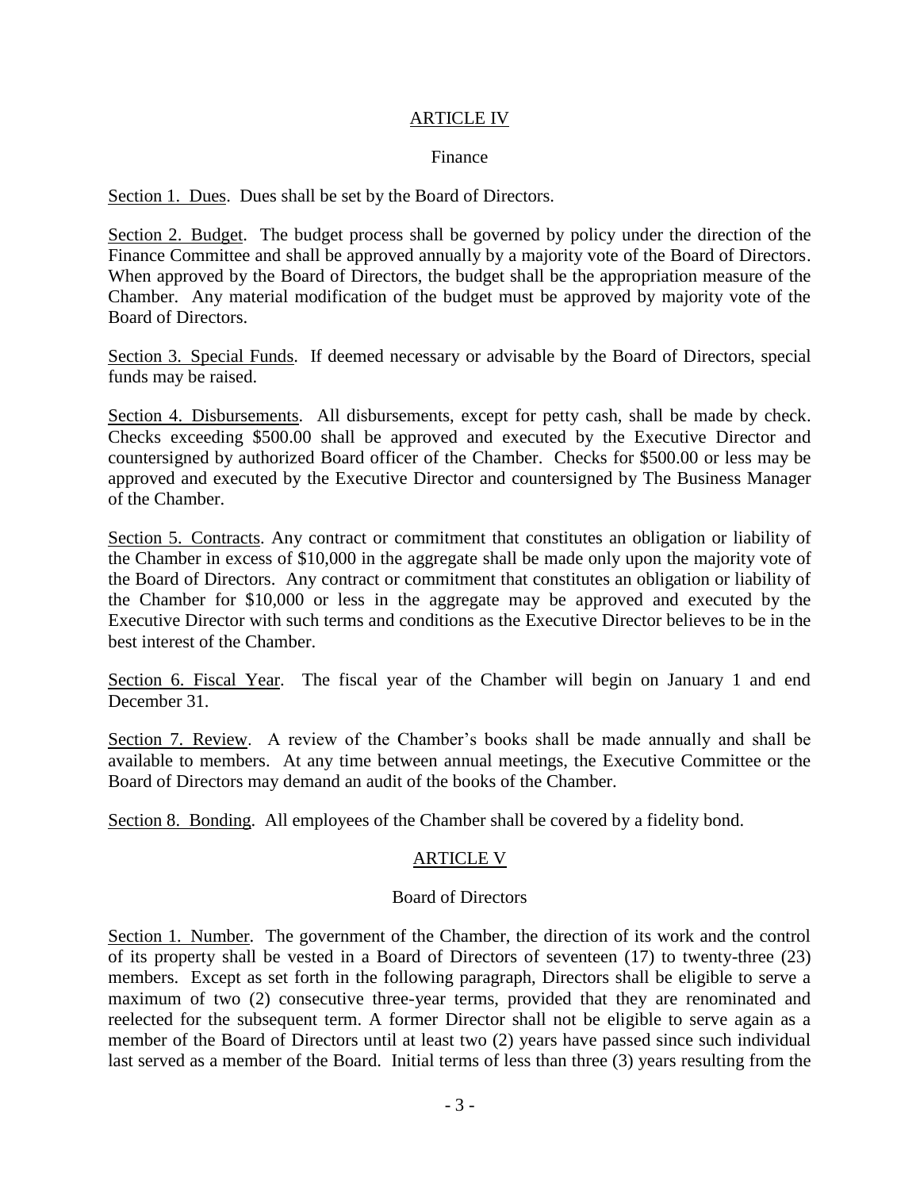## ARTICLE IV

### Finance

Section 1. Dues. Dues shall be set by the Board of Directors.

Section 2. Budget. The budget process shall be governed by policy under the direction of the Finance Committee and shall be approved annually by a majority vote of the Board of Directors. When approved by the Board of Directors, the budget shall be the appropriation measure of the Chamber. Any material modification of the budget must be approved by majority vote of the Board of Directors.

Section 3. Special Funds. If deemed necessary or advisable by the Board of Directors, special funds may be raised.

Section 4. Disbursements. All disbursements, except for petty cash, shall be made by check. Checks exceeding $500.00 shall be approved and executed by the Executive Director and countersigned by authorized Board officer of the Chamber. Checks for $500.00 or less may be approved and executed by the Executive Director and countersigned by The Business Manager of the Chamber.

Section 5. Contracts. Any contract or commitment that constitutes an obligation or liability of the Chamber in excess of $10,000 in the aggregate shall be made only upon the majority vote of the Board of Directors. Any contract or commitment that constitutes an obligation or liability of the Chamber for $10,000 or less in the aggregate may be approved and executed by the Executive Director with such terms and conditions as the Executive Director believes to be in the best interest of the Chamber.

Section 6. Fiscal Year. The fiscal year of the Chamber will begin on January 1 and end December 31.

Section 7. Review. A review of the Chamber's books shall be made annually and shall be available to members. At any time between annual meetings, the Executive Committee or the Board of Directors may demand an audit of the books of the Chamber.

Section 8. Bonding. All employees of the Chamber shall be covered by a fidelity bond.

## ARTICLE V

### Board of Directors

Section 1. Number. The government of the Chamber, the direction of its work and the control of its property shall be vested in a Board of Directors of seventeen (17) to twenty-three (23) members. Except as set forth in the following paragraph, Directors shall be eligible to serve a maximum of two (2) consecutive three-year terms, provided that they are renominated and reelected for the subsequent term. A former Director shall not be eligible to serve again as a member of the Board of Directors until at least two (2) years have passed since such individual last served as a member of the Board. Initial terms of less than three (3) years resulting from the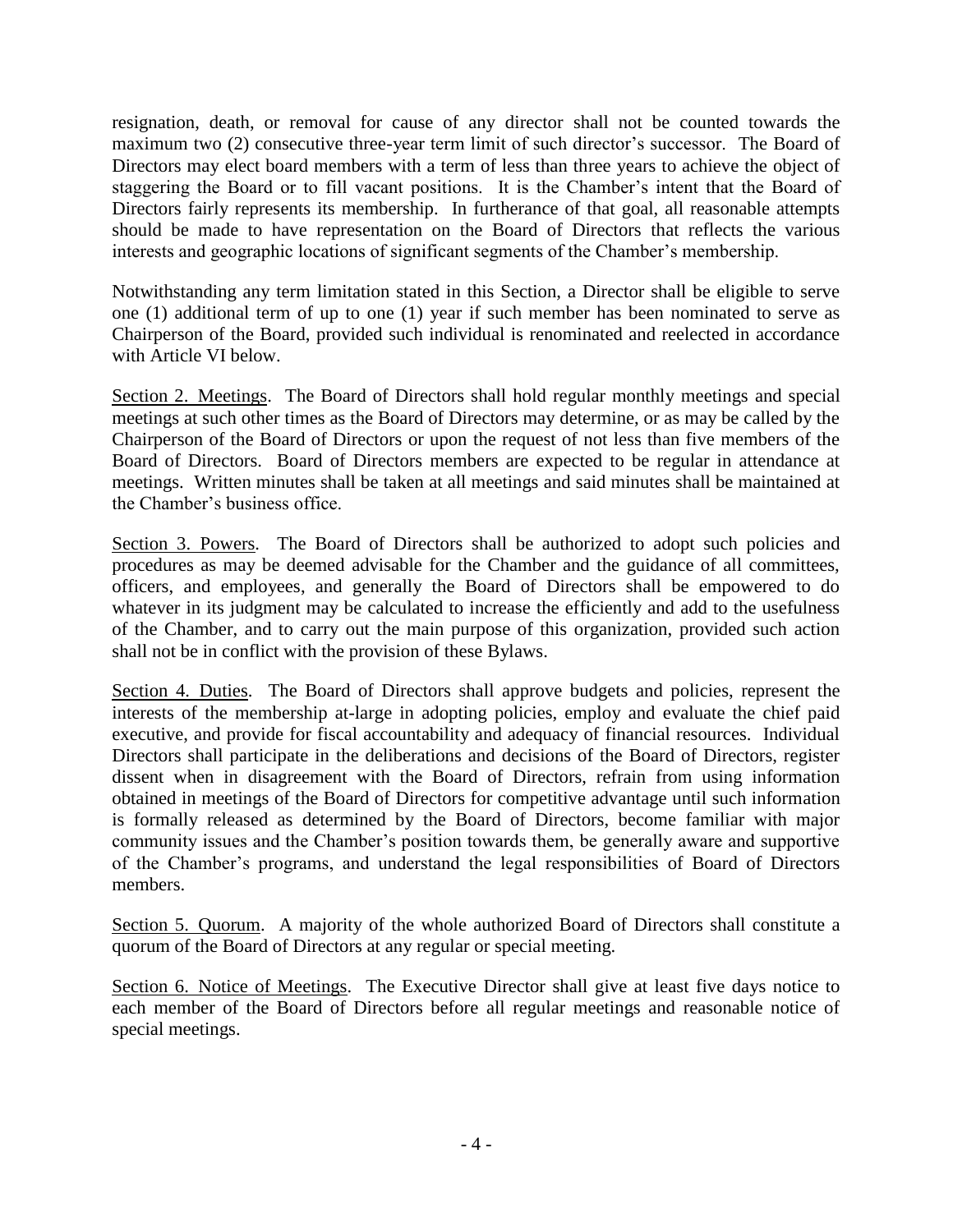resignation, death, or removal for cause of any director shall not be counted towards the maximum two (2) consecutive three-year term limit of such director's successor. The Board of Directors may elect board members with a term of less than three years to achieve the object of staggering the Board or to fill vacant positions. It is the Chamber's intent that the Board of Directors fairly represents its membership. In furtherance of that goal, all reasonable attempts should be made to have representation on the Board of Directors that reflects the various interests and geographic locations of significant segments of the Chamber's membership.

Notwithstanding any term limitation stated in this Section, a Director shall be eligible to serve one (1) additional term of up to one (1) year if such member has been nominated to serve as Chairperson of the Board, provided such individual is renominated and reelected in accordance with Article VI below.

Section 2. Meetings. The Board of Directors shall hold regular monthly meetings and special meetings at such other times as the Board of Directors may determine, or as may be called by the Chairperson of the Board of Directors or upon the request of not less than five members of the Board of Directors. Board of Directors members are expected to be regular in attendance at meetings. Written minutes shall be taken at all meetings and said minutes shall be maintained at the Chamber's business office.

Section 3. Powers. The Board of Directors shall be authorized to adopt such policies and procedures as may be deemed advisable for the Chamber and the guidance of all committees, officers, and employees, and generally the Board of Directors shall be empowered to do whatever in its judgment may be calculated to increase the efficiently and add to the usefulness of the Chamber, and to carry out the main purpose of this organization, provided such action shall not be in conflict with the provision of these Bylaws.

Section 4. Duties. The Board of Directors shall approve budgets and policies, represent the interests of the membership at-large in adopting policies, employ and evaluate the chief paid executive, and provide for fiscal accountability and adequacy of financial resources. Individual Directors shall participate in the deliberations and decisions of the Board of Directors, register dissent when in disagreement with the Board of Directors, refrain from using information obtained in meetings of the Board of Directors for competitive advantage until such information is formally released as determined by the Board of Directors, become familiar with major community issues and the Chamber's position towards them, be generally aware and supportive of the Chamber's programs, and understand the legal responsibilities of Board of Directors members.

Section 5. Quorum. A majority of the whole authorized Board of Directors shall constitute a quorum of the Board of Directors at any regular or special meeting.

Section 6. Notice of Meetings. The Executive Director shall give at least five days notice to each member of the Board of Directors before all regular meetings and reasonable notice of special meetings.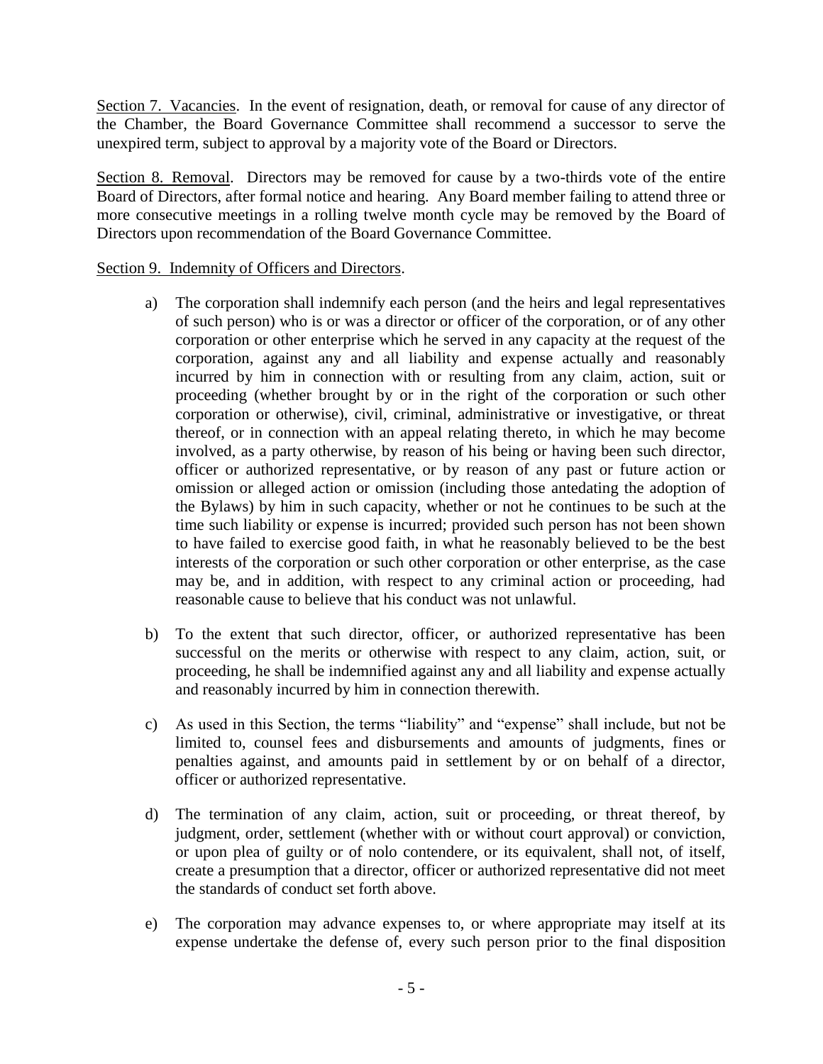<u>Section 7. Vacancies</u>. In the event of resignation, death, or removal for cause of any director of the Chamber, the Board Governance Committee shall recommend a successor to serve the unexpired term, subject to approval by a majority vote of the Board or Directors.

<u>Section 8. Removal</u>. Directors may be removed for cause by a two-thirds vote of the entire Board of Directors, after formal notice and hearing. Any Board member failing to attend three or more consecutive meetings in a rolling twelve month cycle may be removed by the Board of Directors upon recommendation of the Board Governance Committee.

<u>Section 9. Indemnity of Officers and Directors</u>.

a) The corporation shall indemnify each person (and the heirs and legal representatives of such person) who is or was a director or officer of the corporation, or of any other corporation or other enterprise which he served in any capacity at the request of the corporation, against any and all liability and expense actually and reasonably incurred by him in connection with or resulting from any claim, action, suit or proceeding (whether brought by or in the right of the corporation or such other corporation or otherwise), civil, criminal, administrative or investigative, or threat thereof, or in connection with an appeal relating thereto, in which he may become involved, as a party otherwise, by reason of his being or having been such director, officer or authorized representative, or by reason of any past or future action or omission or alleged action or omission (including those antedating the adoption of the Bylaws) by him in such capacity, whether or not he continues to be such at the time such liability or expense is incurred; provided such person has not been shown to have failed to exercise good faith, in what he reasonably believed to be the best interests of the corporation or such other corporation or other enterprise, as the case may be, and in addition, with respect to any criminal action or proceeding, had reasonable cause to believe that his conduct was not unlawful.

b) To the extent that such director, officer, or authorized representative has been successful on the merits or otherwise with respect to any claim, action, suit, or proceeding, he shall be indemnified against any and all liability and expense actually and reasonably incurred by him in connection therewith.

c) As used in this Section, the terms "liability" and "expense" shall include, but not be limited to, counsel fees and disbursements and amounts of judgments, fines or penalties against, and amounts paid in settlement by or on behalf of a director, officer or authorized representative.

d) The termination of any claim, action, suit or proceeding, or threat thereof, by judgment, order, settlement (whether with or without court approval) or conviction, or upon plea of guilty or of nolo contendere, or its equivalent, shall not, of itself, create a presumption that a director, officer or authorized representative did not meet the standards of conduct set forth above.

e) The corporation may advance expenses to, or where appropriate may itself at its expense undertake the defense of, every such person prior to the final disposition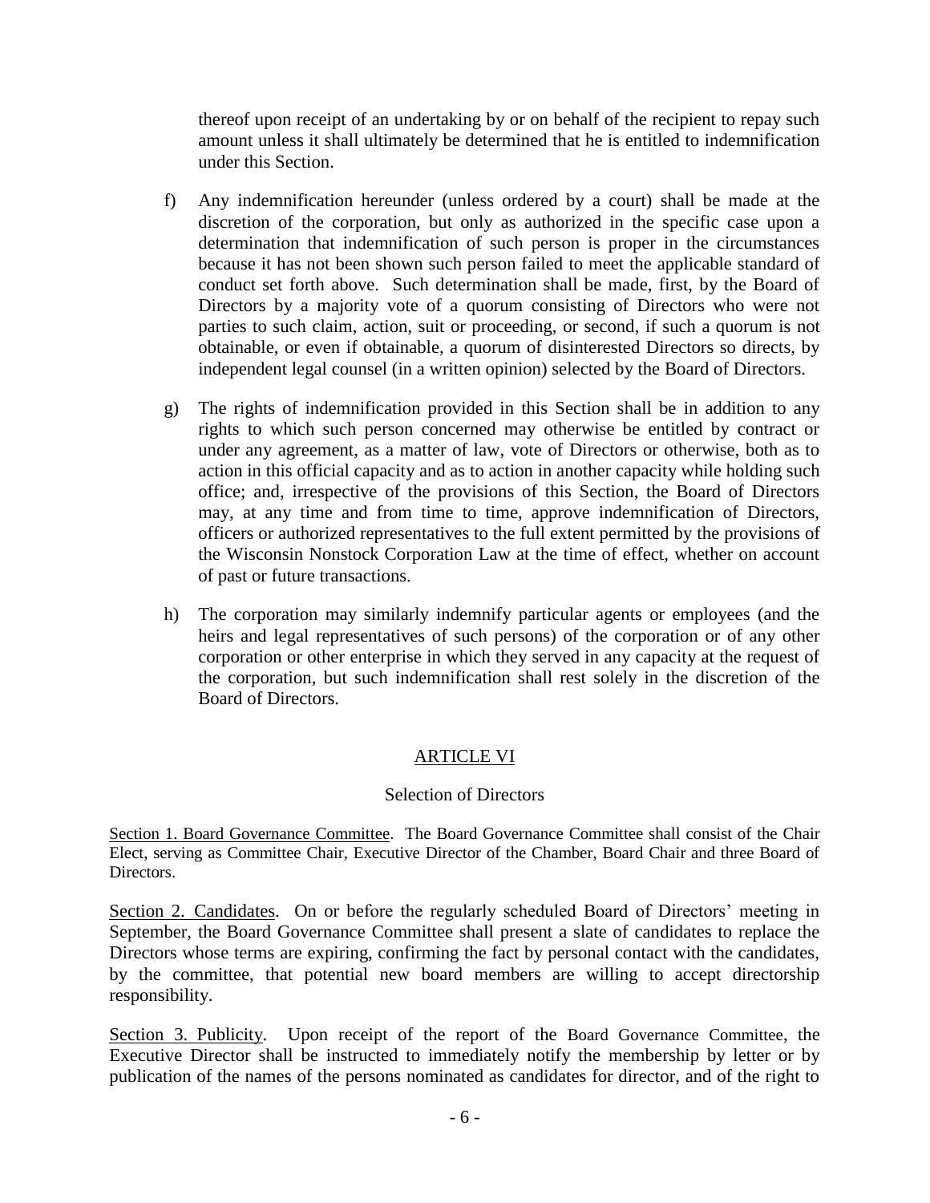thereof upon receipt of an undertaking by or on behalf of the recipient to repay such amount unless it shall ultimately be determined that he is entitled to indemnification under this Section.

f) Any indemnification hereunder (unless ordered by a court) shall be made at the discretion of the corporation, but only as authorized in the specific case upon a determination that indemnification of such person is proper in the circumstances because it has not been shown such person failed to meet the applicable standard of conduct set forth above. Such determination shall be made, first, by the Board of Directors by a majority vote of a quorum consisting of Directors who were not parties to such claim, action, suit or proceeding, or second, if such a quorum is not obtainable, or even if obtainable, a quorum of disinterested Directors so directs, by independent legal counsel (in a written opinion) selected by the Board of Directors.

g) The rights of indemnification provided in this Section shall be in addition to any rights to which such person concerned may otherwise be entitled by contract or under any agreement, as a matter of law, vote of Directors or otherwise, both as to action in this official capacity and as to action in another capacity while holding such office; and, irrespective of the provisions of this Section, the Board of Directors may, at any time and from time to time, approve indemnification of Directors, officers or authorized representatives to the full extent permitted by the provisions of the Wisconsin Nonstock Corporation Law at the time of effect, whether on account of past or future transactions.

h) The corporation may similarly indemnify particular agents or employees (and the heirs and legal representatives of such persons) of the corporation or of any other corporation or other enterprise in which they served in any capacity at the request of the corporation, but such indemnification shall rest solely in the discretion of the Board of Directors.

## ARTICLE VI

### Selection of Directors

Section 1. Board Governance Committee. The Board Governance Committee shall consist of the Chair Elect, serving as Committee Chair, Executive Director of the Chamber, Board Chair and three Board of Directors.

Section 2. Candidates. On or before the regularly scheduled Board of Directors' meeting in September, the Board Governance Committee shall present a slate of candidates to replace the Directors whose terms are expiring, confirming the fact by personal contact with the candidates, by the committee, that potential new board members are willing to accept directorship responsibility.

Section 3. Publicity. Upon receipt of the report of the Board Governance Committee, the Executive Director shall be instructed to immediately notify the membership by letter or by publication of the names of the persons nominated as candidates for director, and of the right to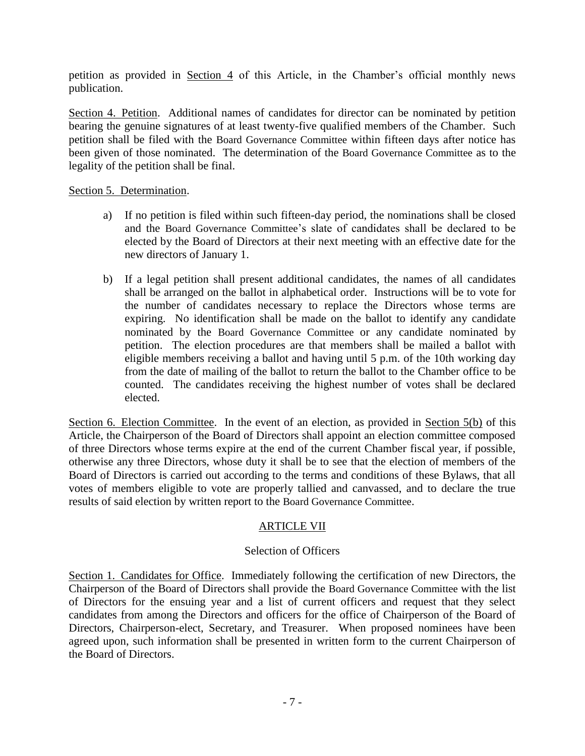petition as provided in Section 4 of this Article, in the Chamber's official monthly news publication.

Section 4. Petition. Additional names of candidates for director can be nominated by petition bearing the genuine signatures of at least twenty-five qualified members of the Chamber. Such petition shall be filed with the Board Governance Committee within fifteen days after notice has been given of those nominated. The determination of the Board Governance Committee as to the legality of the petition shall be final.

Section 5. Determination.

a) If no petition is filed within such fifteen-day period, the nominations shall be closed and the Board Governance Committee's slate of candidates shall be declared to be elected by the Board of Directors at their next meeting with an effective date for the new directors of January 1.

b) If a legal petition shall present additional candidates, the names of all candidates shall be arranged on the ballot in alphabetical order. Instructions will be to vote for the number of candidates necessary to replace the Directors whose terms are expiring. No identification shall be made on the ballot to identify any candidate nominated by the Board Governance Committee or any candidate nominated by petition. The election procedures are that members shall be mailed a ballot with eligible members receiving a ballot and having until 5 p.m. of the 10th working day from the date of mailing of the ballot to return the ballot to the Chamber office to be counted. The candidates receiving the highest number of votes shall be declared elected.

Section 6. Election Committee. In the event of an election, as provided in Section 5(b) of this Article, the Chairperson of the Board of Directors shall appoint an election committee composed of three Directors whose terms expire at the end of the current Chamber fiscal year, if possible, otherwise any three Directors, whose duty it shall be to see that the election of members of the Board of Directors is carried out according to the terms and conditions of these Bylaws, that all votes of members eligible to vote are properly tallied and canvassed, and to declare the true results of said election by written report to the Board Governance Committee.

## ARTICLE VII

### Selection of Officers

Section 1. Candidates for Office. Immediately following the certification of new Directors, the Chairperson of the Board of Directors shall provide the Board Governance Committee with the list of Directors for the ensuing year and a list of current officers and request that they select candidates from among the Directors and officers for the office of Chairperson of the Board of Directors, Chairperson-elect, Secretary, and Treasurer. When proposed nominees have been agreed upon, such information shall be presented in written form to the current Chairperson of the Board of Directors.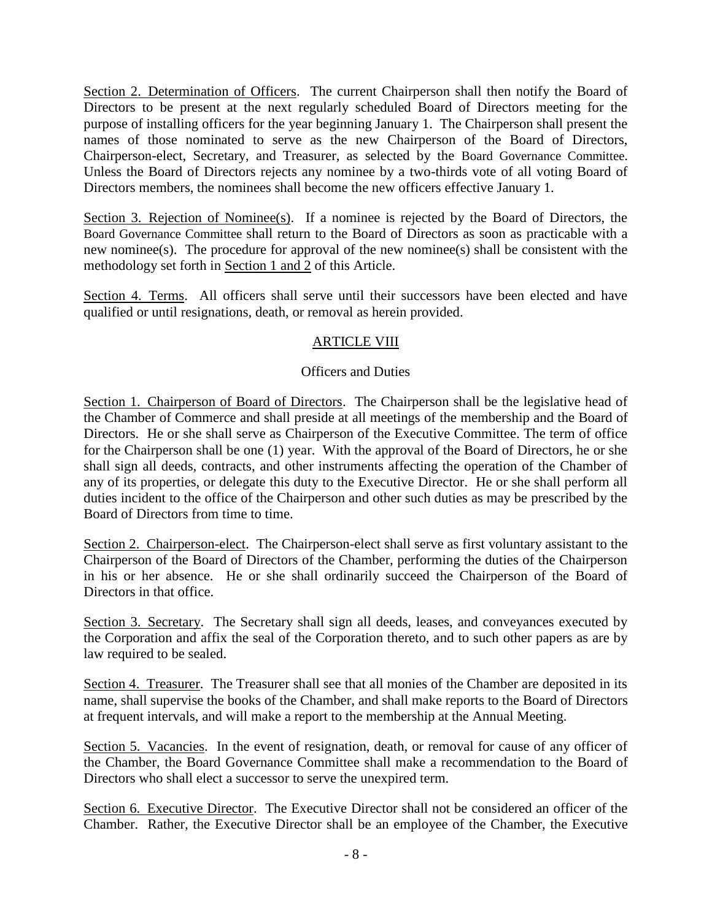Section 2. Determination of Officers. The current Chairperson shall then notify the Board of Directors to be present at the next regularly scheduled Board of Directors meeting for the purpose of installing officers for the year beginning January 1. The Chairperson shall present the names of those nominated to serve as the new Chairperson of the Board of Directors, Chairperson-elect, Secretary, and Treasurer, as selected by the Board Governance Committee. Unless the Board of Directors rejects any nominee by a two-thirds vote of all voting Board of Directors members, the nominees shall become the new officers effective January 1.

Section 3. Rejection of Nominee(s). If a nominee is rejected by the Board of Directors, the Board Governance Committee shall return to the Board of Directors as soon as practicable with a new nominee(s). The procedure for approval of the new nominee(s) shall be consistent with the methodology set forth in Section 1 and 2 of this Article.

Section 4. Terms. All officers shall serve until their successors have been elected and have qualified or until resignations, death, or removal as herein provided.

## ARTICLE VIII

### Officers and Duties

Section 1. Chairperson of Board of Directors. The Chairperson shall be the legislative head of the Chamber of Commerce and shall preside at all meetings of the membership and the Board of Directors. He or she shall serve as Chairperson of the Executive Committee. The term of office for the Chairperson shall be one (1) year. With the approval of the Board of Directors, he or she shall sign all deeds, contracts, and other instruments affecting the operation of the Chamber of any of its properties, or delegate this duty to the Executive Director. He or she shall perform all duties incident to the office of the Chairperson and other such duties as may be prescribed by the Board of Directors from time to time.

Section 2. Chairperson-elect. The Chairperson-elect shall serve as first voluntary assistant to the Chairperson of the Board of Directors of the Chamber, performing the duties of the Chairperson in his or her absence. He or she shall ordinarily succeed the Chairperson of the Board of Directors in that office.

Section 3. Secretary. The Secretary shall sign all deeds, leases, and conveyances executed by the Corporation and affix the seal of the Corporation thereto, and to such other papers as are by law required to be sealed.

Section 4. Treasurer. The Treasurer shall see that all monies of the Chamber are deposited in its name, shall supervise the books of the Chamber, and shall make reports to the Board of Directors at frequent intervals, and will make a report to the membership at the Annual Meeting.

Section 5. Vacancies. In the event of resignation, death, or removal for cause of any officer of the Chamber, the Board Governance Committee shall make a recommendation to the Board of Directors who shall elect a successor to serve the unexpired term.

Section 6. Executive Director. The Executive Director shall not be considered an officer of the Chamber. Rather, the Executive Director shall be an employee of the Chamber, the Executive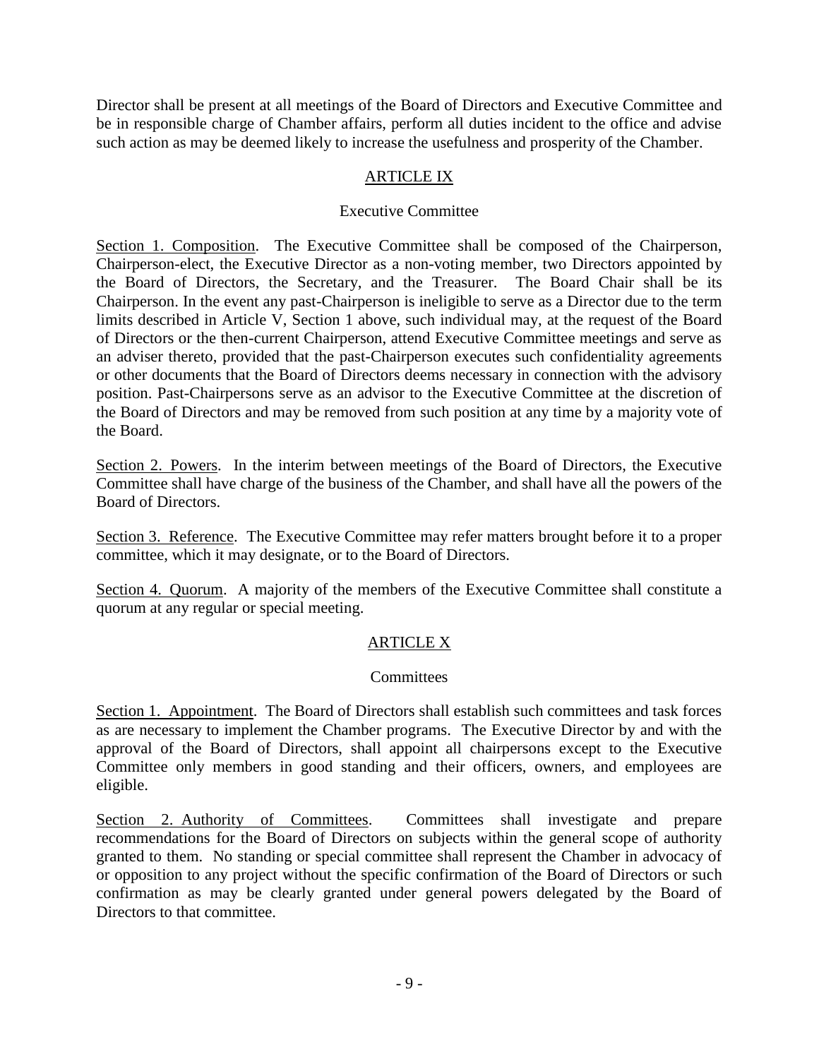Director shall be present at all meetings of the Board of Directors and Executive Committee and be in responsible charge of Chamber affairs, perform all duties incident to the office and advise such action as may be deemed likely to increase the usefulness and prosperity of the Chamber.

## ARTICLE IX

### Executive Committee

Section 1. Composition. The Executive Committee shall be composed of the Chairperson, Chairperson-elect, the Executive Director as a non-voting member, two Directors appointed by the Board of Directors, the Secretary, and the Treasurer. The Board Chair shall be its Chairperson. In the event any past-Chairperson is ineligible to serve as a Director due to the term limits described in Article V, Section 1 above, such individual may, at the request of the Board of Directors or the then-current Chairperson, attend Executive Committee meetings and serve as an adviser thereto, provided that the past-Chairperson executes such confidentiality agreements or other documents that the Board of Directors deems necessary in connection with the advisory position. Past-Chairpersons serve as an advisor to the Executive Committee at the discretion of the Board of Directors and may be removed from such position at any time by a majority vote of the Board.

Section 2. Powers. In the interim between meetings of the Board of Directors, the Executive Committee shall have charge of the business of the Chamber, and shall have all the powers of the Board of Directors.

Section 3. Reference. The Executive Committee may refer matters brought before it to a proper committee, which it may designate, or to the Board of Directors.

Section 4. Quorum. A majority of the members of the Executive Committee shall constitute a quorum at any regular or special meeting.

## ARTICLE X

### Committees

Section 1. Appointment. The Board of Directors shall establish such committees and task forces as are necessary to implement the Chamber programs. The Executive Director by and with the approval of the Board of Directors, shall appoint all chairpersons except to the Executive Committee only members in good standing and their officers, owners, and employees are eligible.

Section 2. Authority of Committees. Committees shall investigate and prepare recommendations for the Board of Directors on subjects within the general scope of authority granted to them. No standing or special committee shall represent the Chamber in advocacy of or opposition to any project without the specific confirmation of the Board of Directors or such confirmation as may be clearly granted under general powers delegated by the Board of Directors to that committee.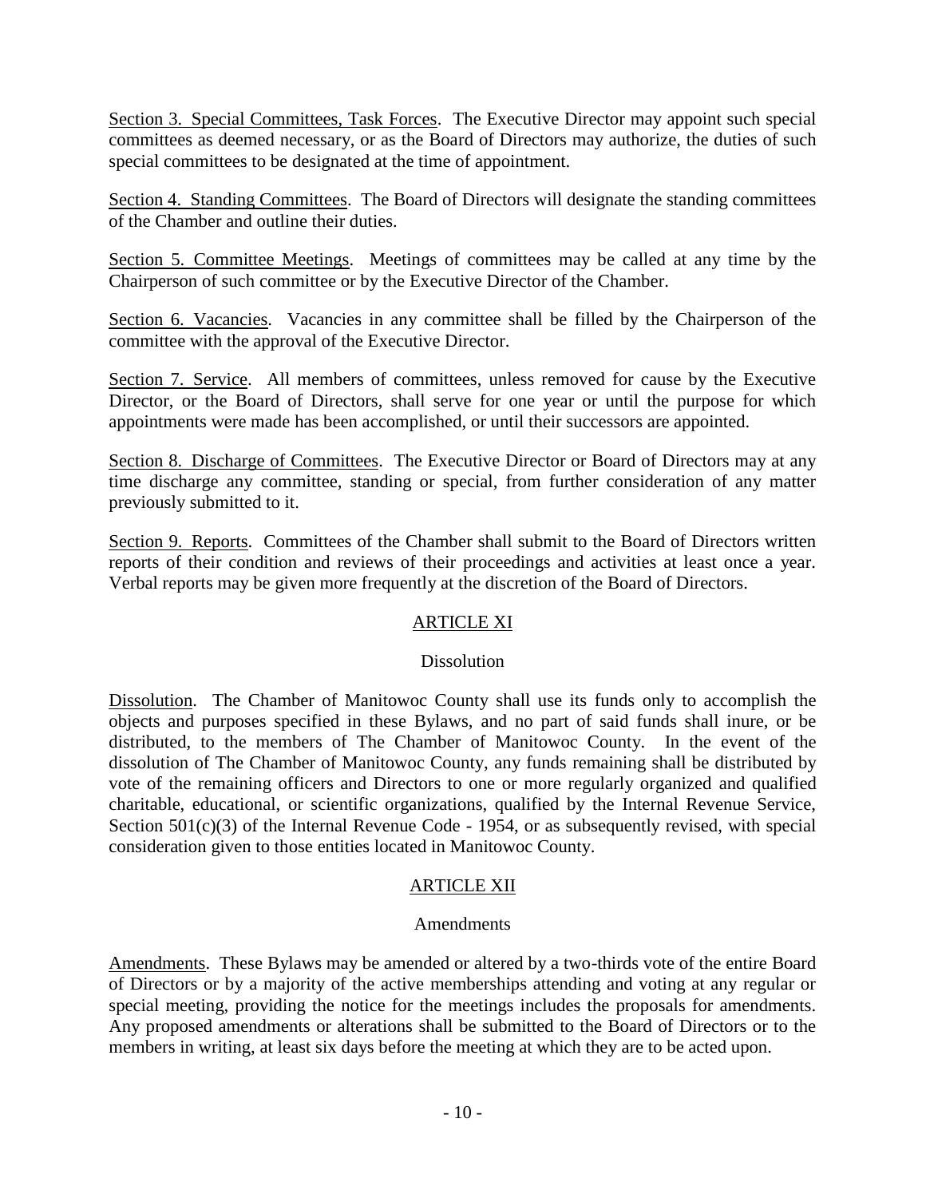<u>Section 3. Special Committees, Task Forces</u>. The Executive Director may appoint such special committees as deemed necessary, or as the Board of Directors may authorize, the duties of such special committees to be designated at the time of appointment.

<u>Section 4. Standing Committees</u>. The Board of Directors will designate the standing committees of the Chamber and outline their duties.

<u>Section 5. Committee Meetings</u>. Meetings of committees may be called at any time by the Chairperson of such committee or by the Executive Director of the Chamber.

<u>Section 6. Vacancies</u>. Vacancies in any committee shall be filled by the Chairperson of the committee with the approval of the Executive Director.

<u>Section 7. Service</u>. All members of committees, unless removed for cause by the Executive Director, or the Board of Directors, shall serve for one year or until the purpose for which appointments were made has been accomplished, or until their successors are appointed.

<u>Section 8. Discharge of Committees</u>. The Executive Director or Board of Directors may at any time discharge any committee, standing or special, from further consideration of any matter previously submitted to it.

<u>Section 9. Reports</u>. Committees of the Chamber shall submit to the Board of Directors written reports of their condition and reviews of their proceedings and activities at least once a year. Verbal reports may be given more frequently at the discretion of the Board of Directors.

## ARTICLE XI

### Dissolution

<u>Dissolution</u>. The Chamber of Manitowoc County shall use its funds only to accomplish the objects and purposes specified in these Bylaws, and no part of said funds shall inure, or be distributed, to the members of The Chamber of Manitowoc County. In the event of the dissolution of The Chamber of Manitowoc County, any funds remaining shall be distributed by vote of the remaining officers and Directors to one or more regularly organized and qualified charitable, educational, or scientific organizations, qualified by the Internal Revenue Service, Section 501(c)(3) of the Internal Revenue Code - 1954, or as subsequently revised, with special consideration given to those entities located in Manitowoc County.

## ARTICLE XII

### Amendments

<u>Amendments</u>. These Bylaws may be amended or altered by a two-thirds vote of the entire Board of Directors or by a majority of the active memberships attending and voting at any regular or special meeting, providing the notice for the meetings includes the proposals for amendments. Any proposed amendments or alterations shall be submitted to the Board of Directors or to the members in writing, at least six days before the meeting at which they are to be acted upon.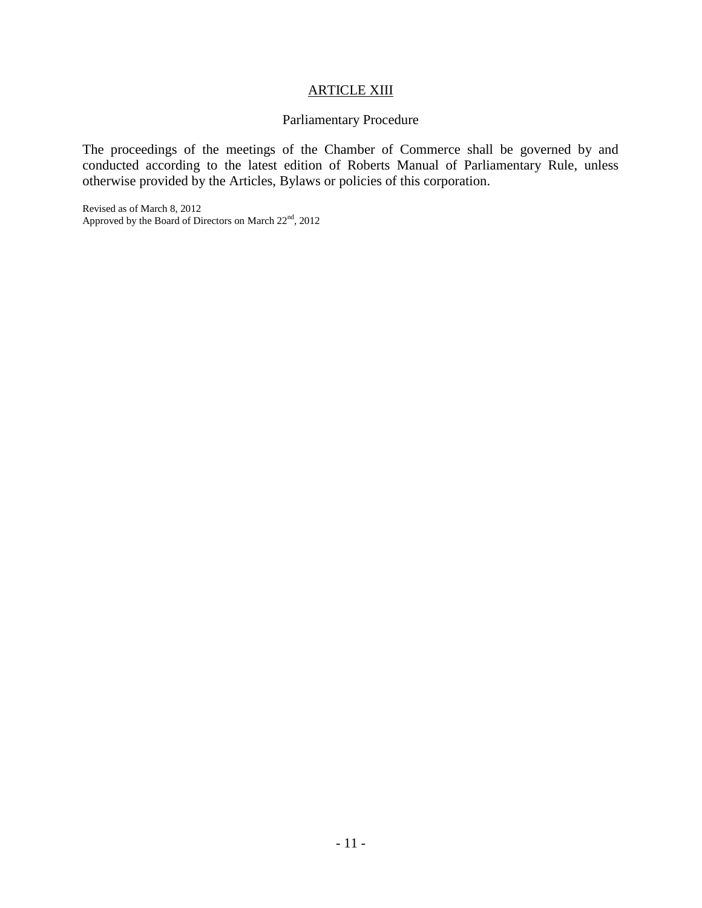## ARTICLE XIII

### Parliamentary Procedure

The proceedings of the meetings of the Chamber of Commerce shall be governed by and conducted according to the latest edition of Roberts Manual of Parliamentary Rule, unless otherwise provided by the Articles, Bylaws or policies of this corporation.

Revised as of March 8, 2012
Approved by the Board of Directors on March 22nd, 2012